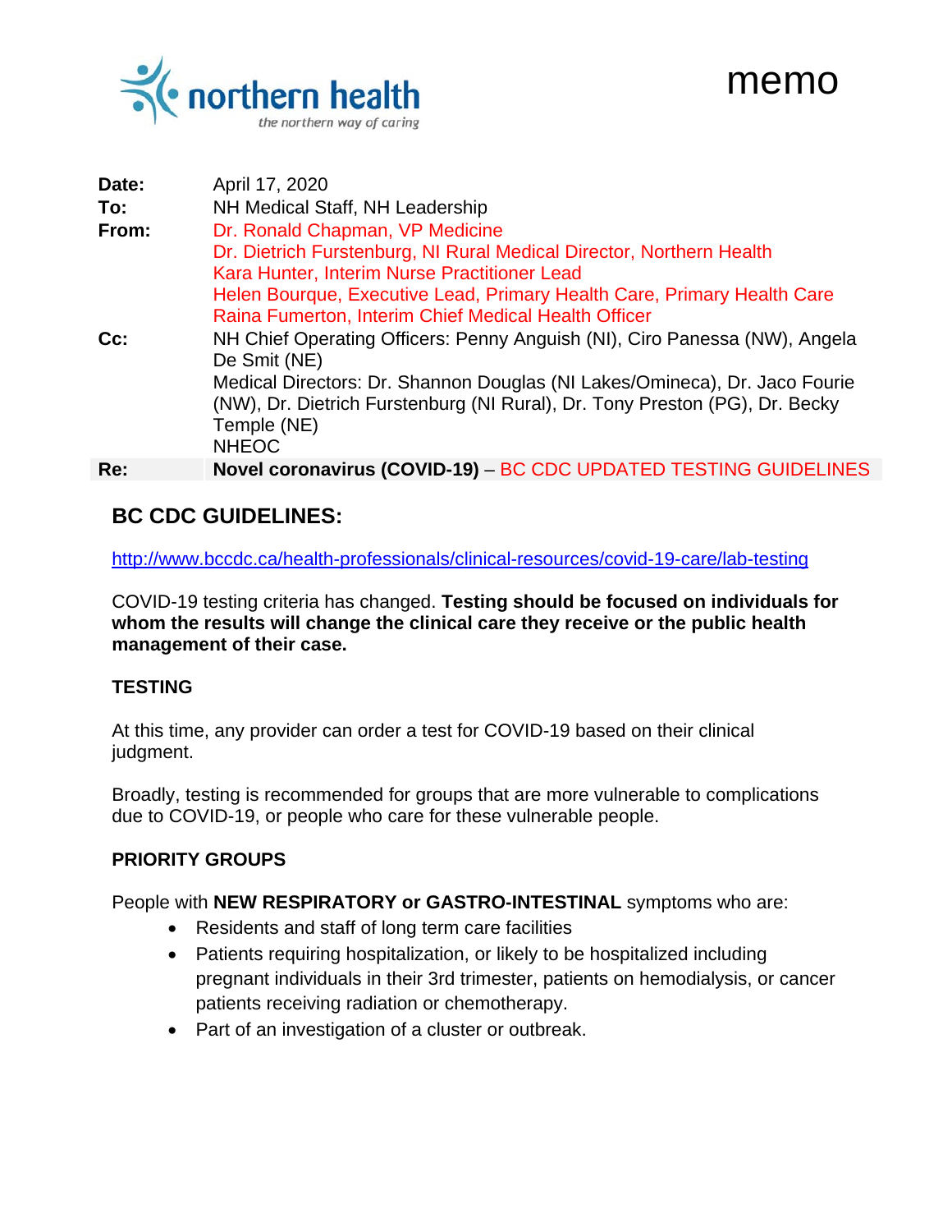northern health
*the northern way of caring*

# memo

| | |
|---|---|
| **Date:** | April 17, 2020 |
| **To:** | NH Medical Staff, NH Leadership |
| **From:** | Dr. Ronald Chapman, VP Medicine<br>Dr. Dietrich Furstenburg, NI Rural Medical Director, Northern Health<br>Kara Hunter, Interim Nurse Practitioner Lead<br>Helen Bourque, Executive Lead, Primary Health Care, Primary Health Care<br>Raina Fumerton, Interim Chief Medical Health Officer |
| **Cc:** | NH Chief Operating Officers: Penny Anguish (NI), Ciro Panessa (NW), Angela De Smit (NE)<br>Medical Directors: Dr. Shannon Douglas (NI Lakes/Omineca), Dr. Jaco Fourie (NW), Dr. Dietrich Furstenburg (NI Rural), Dr. Tony Preston (PG), Dr. Becky Temple (NE)<br>NHEOC |
| **Re:** | **Novel coronavirus (COVID-19)** – BC CDC UPDATED TESTING GUIDELINES |

## BC CDC GUIDELINES:

http://www.bccdc.ca/health-professionals/clinical-resources/covid-19-care/lab-testing

COVID-19 testing criteria has changed. **Testing should be focused on individuals for whom the results will change the clinical care they receive or the public health management of their case.**

### TESTING

At this time, any provider can order a test for COVID-19 based on their clinical judgment.

Broadly, testing is recommended for groups that are more vulnerable to complications due to COVID-19, or people who care for these vulnerable people.

### PRIORITY GROUPS

People with **NEW RESPIRATORY or GASTRO-INTESTINAL** symptoms who are:

- Residents and staff of long term care facilities
- Patients requiring hospitalization, or likely to be hospitalized including pregnant individuals in their 3rd trimester, patients on hemodialysis, or cancer patients receiving radiation or chemotherapy.
- Part of an investigation of a cluster or outbreak.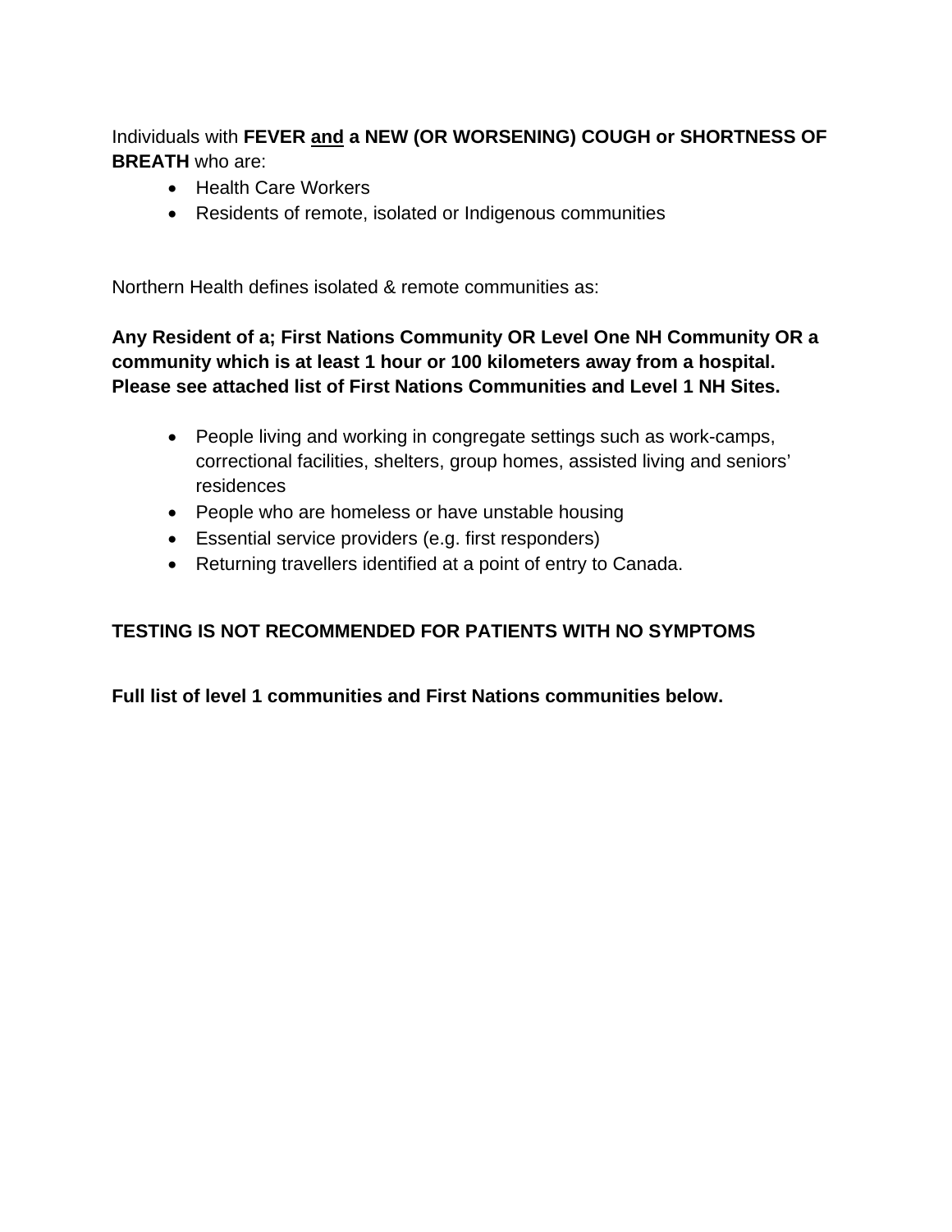Individuals with **FEVER <u>and</u> a NEW (OR WORSENING) COUGH or SHORTNESS OF BREATH** who are:

- Health Care Workers
- Residents of remote, isolated or Indigenous communities

Northern Health defines isolated & remote communities as:

**Any Resident of a; First Nations Community OR Level One NH Community OR a community which is at least 1 hour or 100 kilometers away from a hospital. Please see attached list of First Nations Communities and Level 1 NH Sites.**

- People living and working in congregate settings such as work-camps, correctional facilities, shelters, group homes, assisted living and seniors' residences
- People who are homeless or have unstable housing
- Essential service providers (e.g. first responders)
- Returning travellers identified at a point of entry to Canada.

**TESTING IS NOT RECOMMENDED FOR PATIENTS WITH NO SYMPTOMS**

**Full list of level 1 communities and First Nations communities below.**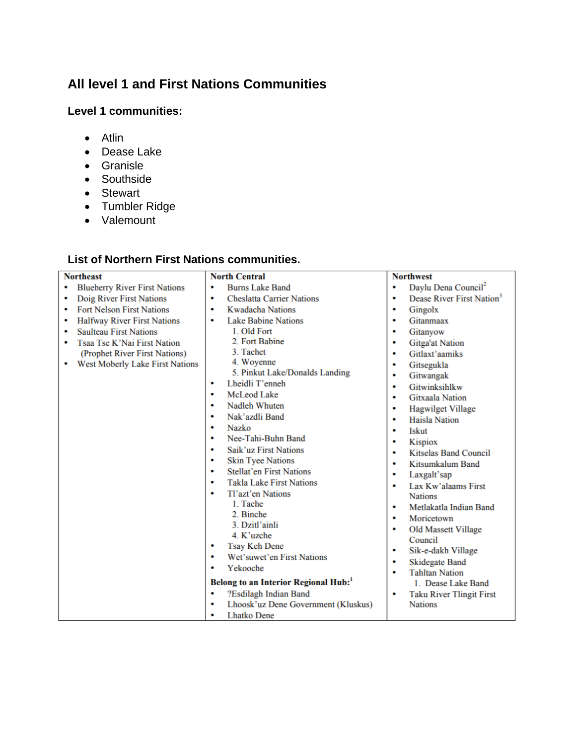## All level 1 and First Nations Communities

### Level 1 communities:

- Atlin
- Dease Lake
- Granisle
- Southside
- Stewart
- Tumbler Ridge
- Valemount

### List of Northern First Nations communities.

| Northeast | North Central | Northwest |
|---|---|---|
| • Blueberry River First Nations<br>• Doig River First Nations<br>• Fort Nelson First Nations<br>• Halfway River First Nations<br>• Saulteau First Nations<br>• Tsaa Tse K'Nai First Nation (Prophet River First Nations)<br>• West Moberly Lake First Nations | • Burns Lake Band<br>• Cheslatta Carrier Nations<br>• Kwadacha Nations<br>• Lake Babine Nations<br>1. Old Fort<br>2. Fort Babine<br>3. Tachet<br>4. Woyenne<br>5. Pinkut Lake/Donalds Landing<br>• Lheidli T'enneh<br>• McLeod Lake<br>• Nadleh Whuten<br>• Nak'azdli Band<br>• Nazko<br>• Nee-Tahi-Buhn Band<br>• Saik'uz First Nations<br>• Skin Tyee Nations<br>• Stellat'en First Nations<br>• Takla Lake First Nations<br>• Tl'azt'en Nations<br>1. Tache<br>2. Binche<br>3. Dzitl'ainli<br>4. K'uzche<br>• Tsay Keh Dene<br>• Wet'suwet'en First Nations<br>• Yekooche<br>**Belong to an Interior Regional Hub:**[1]<br>• ?Esdilagh Indian Band<br>• Lhoosk'uz Dene Government (Kluskus)<br>• Lhatko Dene | • Daylu Dena Council[2]<br>• Dease River First Nation[3]<br>• Gingolx<br>• Gitanmaax<br>• Gitanyow<br>• Gitga'at Nation<br>• Gitlaxt'aamiks<br>• Gitsegukla<br>• Gitwangak<br>• Gitwinksihlkw<br>• Gitxaala Nation<br>• Hagwilget Village<br>• Haisla Nation<br>• Iskut<br>• Kispiox<br>• Kitselas Band Council<br>• Kitsumkalum Band<br>• Laxgalt'sap<br>• Lax Kw'alaams First Nations<br>• Metlakatla Indian Band<br>• Moricetown<br>• Old Massett Village Council<br>• Sik-e-dakh Village<br>• Skidegate Band<br>• Tahltan Nation<br>1. Dease Lake Band<br>• Taku River Tlingit First Nations |